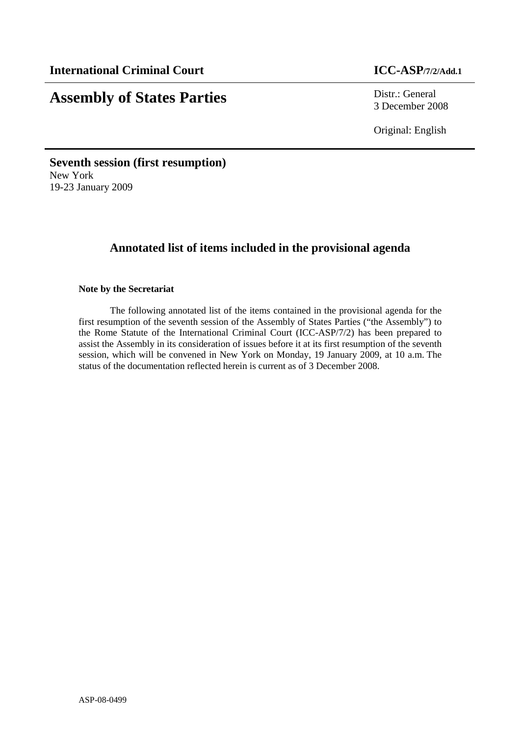**International Criminal Court** **ICC-ASP/7/2/Add.1**

# Assembly of States Parties

Distr.: General
3 December 2008

Original: English

**Seventh session (first resumption)**
New York
19-23 January 2009

## Annotated list of items included in the provisional agenda

**Note by the Secretariat**

The following annotated list of the items contained in the provisional agenda for the first resumption of the seventh session of the Assembly of States Parties ("the Assembly") to the Rome Statute of the International Criminal Court (ICC-ASP/7/2) has been prepared to assist the Assembly in its consideration of issues before it at its first resumption of the seventh session, which will be convened in New York on Monday, 19 January 2009, at 10 a.m. The status of the documentation reflected herein is current as of 3 December 2008.

ASP-08-0499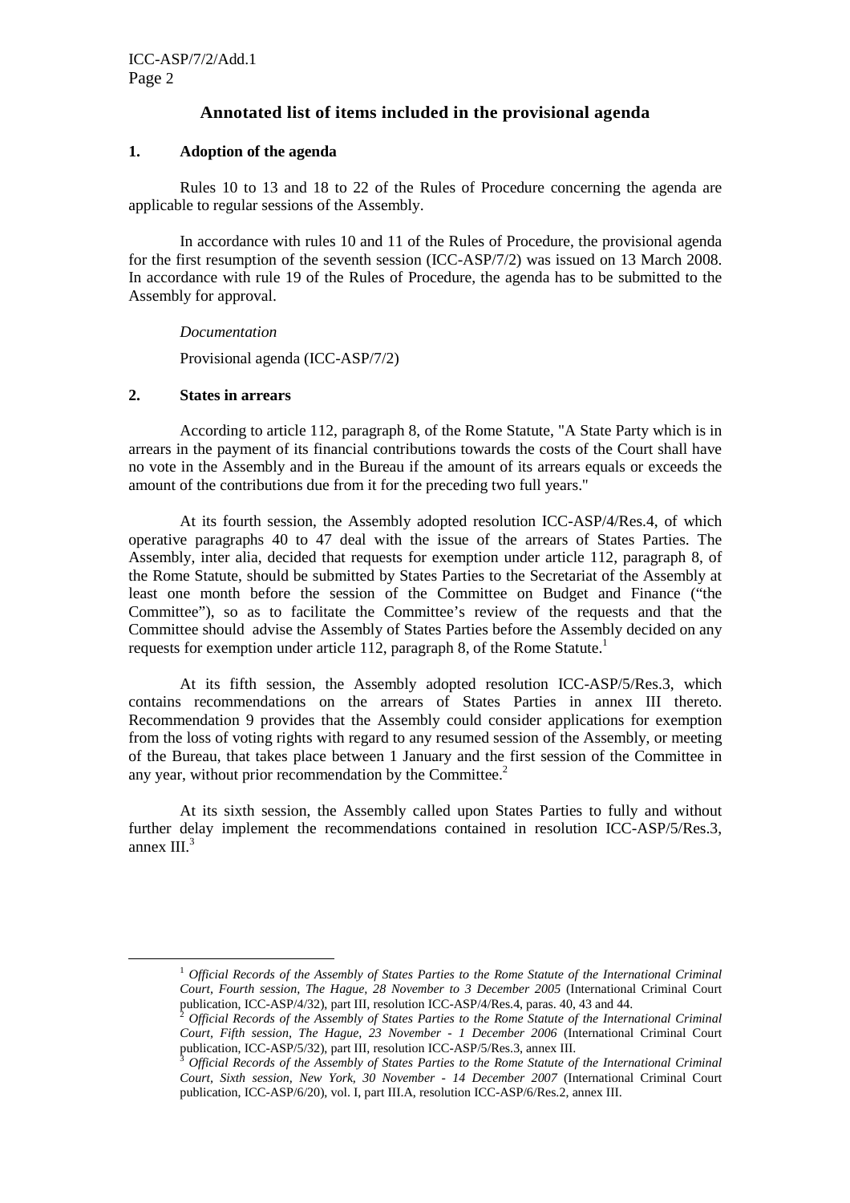## Annotated list of items included in the provisional agenda

### 1. Adoption of the agenda

Rules 10 to 13 and 18 to 22 of the Rules of Procedure concerning the agenda are applicable to regular sessions of the Assembly.

In accordance with rules 10 and 11 of the Rules of Procedure, the provisional agenda for the first resumption of the seventh session (ICC-ASP/7/2) was issued on 13 March 2008. In accordance with rule 19 of the Rules of Procedure, the agenda has to be submitted to the Assembly for approval.

*Documentation*

Provisional agenda (ICC-ASP/7/2)

### 2. States in arrears

According to article 112, paragraph 8, of the Rome Statute, "A State Party which is in arrears in the payment of its financial contributions towards the costs of the Court shall have no vote in the Assembly and in the Bureau if the amount of its arrears equals or exceeds the amount of the contributions due from it for the preceding two full years."

At its fourth session, the Assembly adopted resolution ICC-ASP/4/Res.4, of which operative paragraphs 40 to 47 deal with the issue of the arrears of States Parties. The Assembly, inter alia, decided that requests for exemption under article 112, paragraph 8, of the Rome Statute, should be submitted by States Parties to the Secretariat of the Assembly at least one month before the session of the Committee on Budget and Finance ("the Committee"), so as to facilitate the Committee's review of the requests and that the Committee should advise the Assembly of States Parties before the Assembly decided on any requests for exemption under article 112, paragraph 8, of the Rome Statute.[1]

At its fifth session, the Assembly adopted resolution ICC-ASP/5/Res.3, which contains recommendations on the arrears of States Parties in annex III thereto. Recommendation 9 provides that the Assembly could consider applications for exemption from the loss of voting rights with regard to any resumed session of the Assembly, or meeting of the Bureau, that takes place between 1 January and the first session of the Committee in any year, without prior recommendation by the Committee.[2]

At its sixth session, the Assembly called upon States Parties to fully and without further delay implement the recommendations contained in resolution ICC-ASP/5/Res.3, annex III.[3]

---

[1] *Official Records of the Assembly of States Parties to the Rome Statute of the International Criminal Court, Fourth session, The Hague, 28 November to 3 December 2005* (International Criminal Court publication, ICC-ASP/4/32), part III, resolution ICC-ASP/4/Res.4, paras. 40, 43 and 44.

[2] *Official Records of the Assembly of States Parties to the Rome Statute of the International Criminal Court, Fifth session, The Hague, 23 November - 1 December 2006* (International Criminal Court publication, ICC-ASP/5/32), part III, resolution ICC-ASP/5/Res.3, annex III.

[3] *Official Records of the Assembly of States Parties to the Rome Statute of the International Criminal Court, Sixth session, New York, 30 November - 14 December 2007* (International Criminal Court publication, ICC-ASP/6/20), vol. I, part III.A, resolution ICC-ASP/6/Res.2, annex III.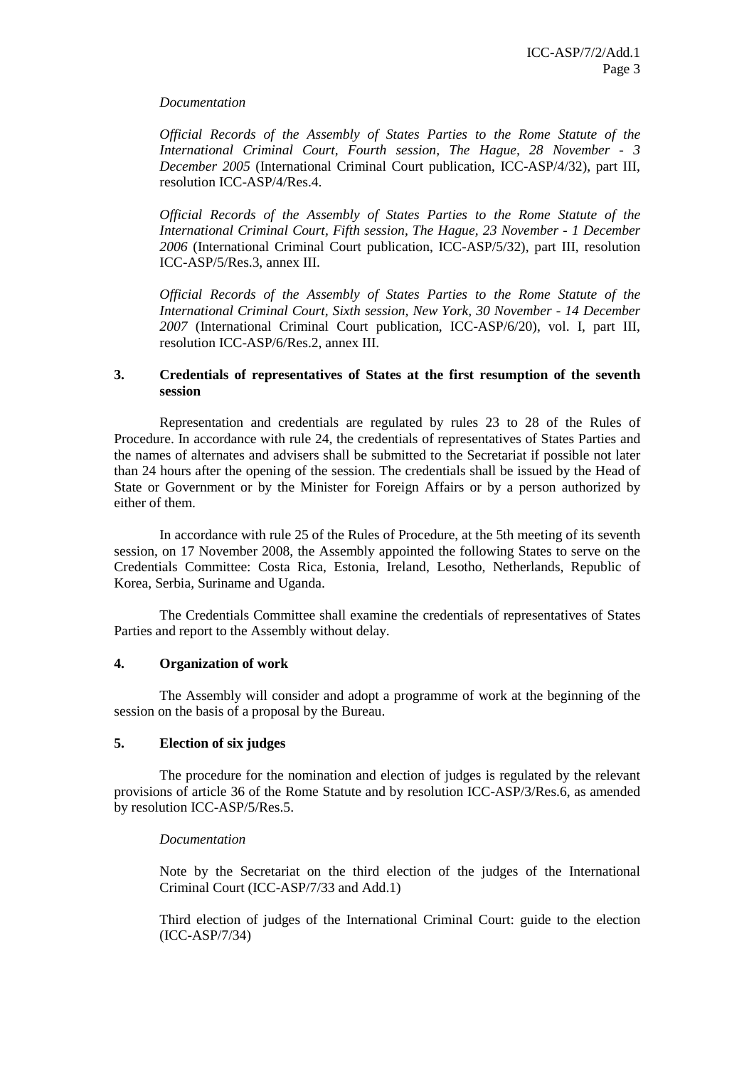*Documentation*

*Official Records of the Assembly of States Parties to the Rome Statute of the International Criminal Court, Fourth session, The Hague, 28 November - 3 December 2005* (International Criminal Court publication, ICC-ASP/4/32), part III, resolution ICC-ASP/4/Res.4.

*Official Records of the Assembly of States Parties to the Rome Statute of the International Criminal Court, Fifth session, The Hague, 23 November - 1 December 2006* (International Criminal Court publication, ICC-ASP/5/32), part III, resolution ICC-ASP/5/Res.3, annex III.

*Official Records of the Assembly of States Parties to the Rome Statute of the International Criminal Court, Sixth session, New York, 30 November - 14 December 2007* (International Criminal Court publication, ICC-ASP/6/20), vol. I, part III, resolution ICC-ASP/6/Res.2, annex III.

## 3. Credentials of representatives of States at the first resumption of the seventh session

Representation and credentials are regulated by rules 23 to 28 of the Rules of Procedure. In accordance with rule 24, the credentials of representatives of States Parties and the names of alternates and advisers shall be submitted to the Secretariat if possible not later than 24 hours after the opening of the session. The credentials shall be issued by the Head of State or Government or by the Minister for Foreign Affairs or by a person authorized by either of them.

In accordance with rule 25 of the Rules of Procedure, at the 5th meeting of its seventh session, on 17 November 2008, the Assembly appointed the following States to serve on the Credentials Committee: Costa Rica, Estonia, Ireland, Lesotho, Netherlands, Republic of Korea, Serbia, Suriname and Uganda.

The Credentials Committee shall examine the credentials of representatives of States Parties and report to the Assembly without delay.

## 4. Organization of work

The Assembly will consider and adopt a programme of work at the beginning of the session on the basis of a proposal by the Bureau.

## 5. Election of six judges

The procedure for the nomination and election of judges is regulated by the relevant provisions of article 36 of the Rome Statute and by resolution ICC-ASP/3/Res.6, as amended by resolution ICC-ASP/5/Res.5.

*Documentation*

Note by the Secretariat on the third election of the judges of the International Criminal Court (ICC-ASP/7/33 and Add.1)

Third election of judges of the International Criminal Court: guide to the election (ICC-ASP/7/34)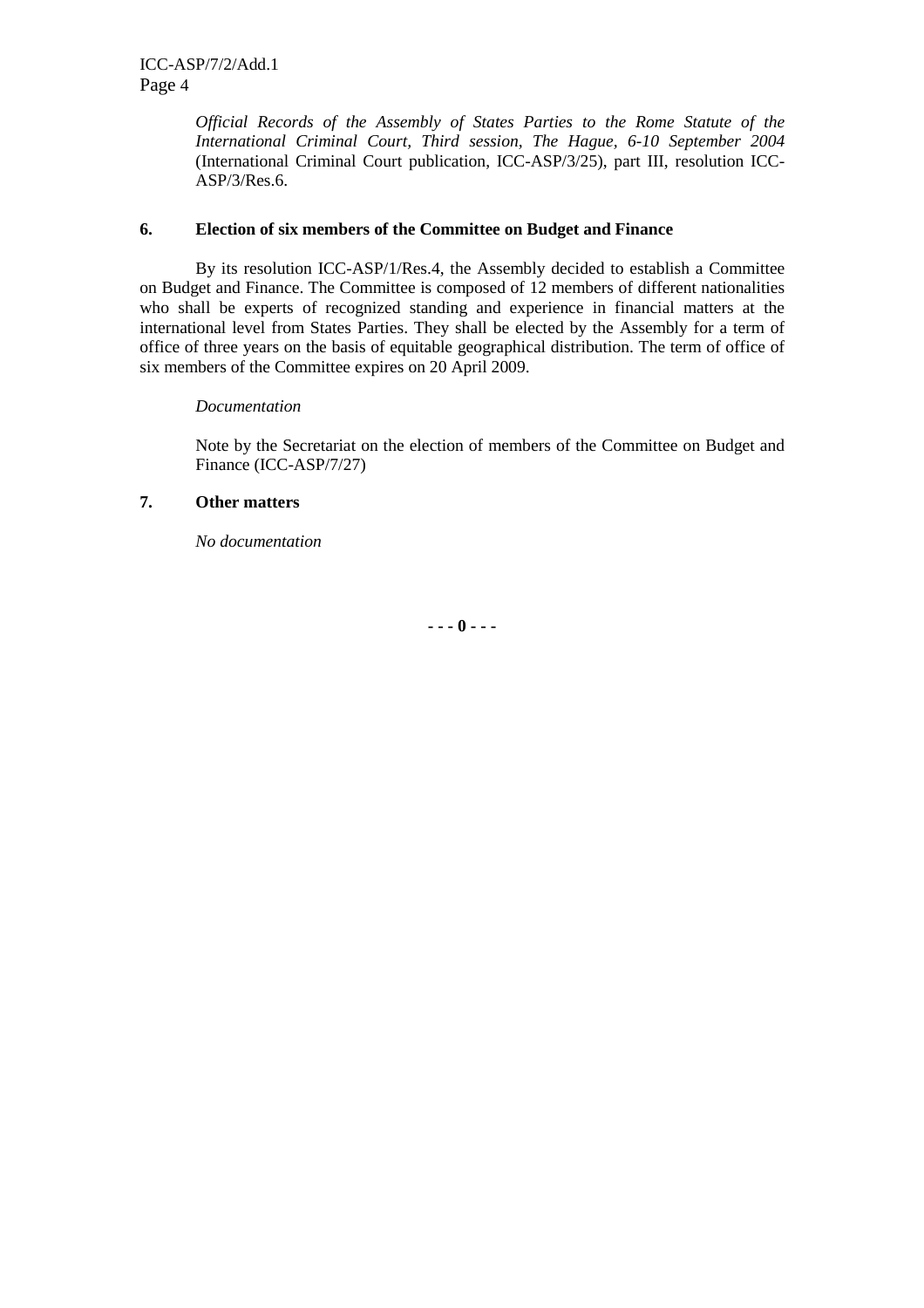*Official Records of the Assembly of States Parties to the Rome Statute of the International Criminal Court, Third session, The Hague, 6-10 September 2004* (International Criminal Court publication, ICC-ASP/3/25), part III, resolution ICC-ASP/3/Res.6.

## 6. Election of six members of the Committee on Budget and Finance

By its resolution ICC-ASP/1/Res.4, the Assembly decided to establish a Committee on Budget and Finance. The Committee is composed of 12 members of different nationalities who shall be experts of recognized standing and experience in financial matters at the international level from States Parties. They shall be elected by the Assembly for a term of office of three years on the basis of equitable geographical distribution. The term of office of six members of the Committee expires on 20 April 2009.

*Documentation*

Note by the Secretariat on the election of members of the Committee on Budget and Finance (ICC-ASP/7/27)

## 7. Other matters

*No documentation*

**- - - 0 - - -**